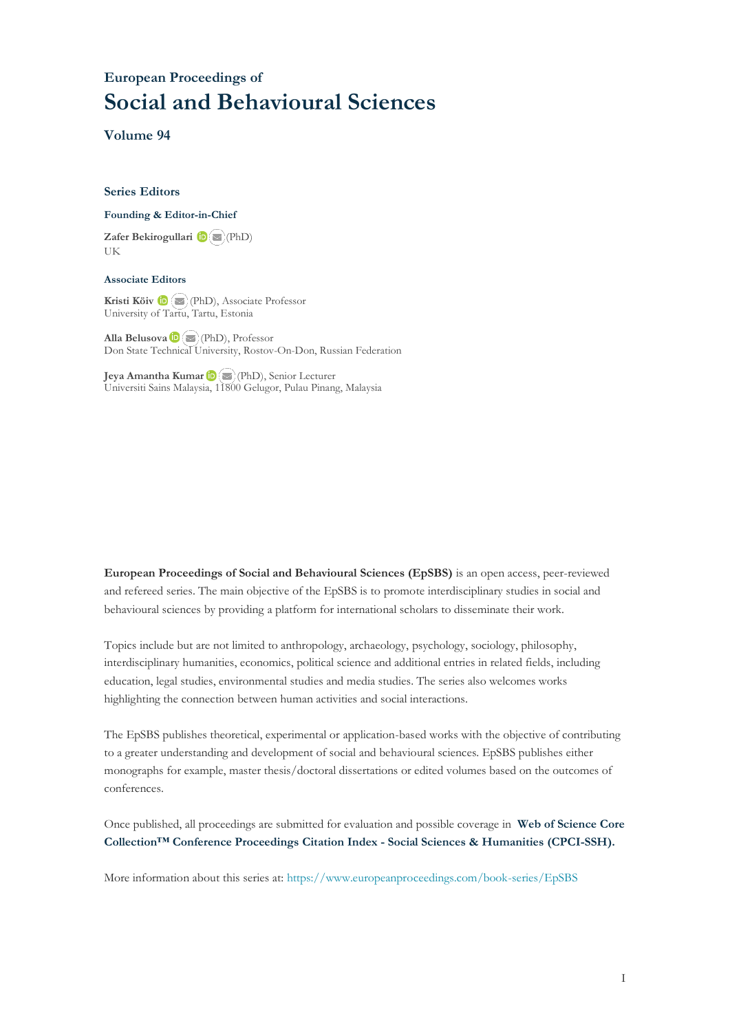European Proceedings of

# Social and Behavioural Sciences

## Volume 94

### Series Editors

**Founding & Editor-in-Chief**

**Zafer Bekirogullari** (PhD)
UK

**Associate Editors**

**Kristi Köiv** (PhD), Associate Professor
University of Tartu, Tartu, Estonia

**Alla Belusova** (PhD), Professor
Don State Technical University, Rostov-On-Don, Russian Federation

**Jeya Amantha Kumar** (PhD), Senior Lecturer
Universiti Sains Malaysia, 11800 Gelugor, Pulau Pinang, Malaysia

**European Proceedings of Social and Behavioural Sciences (EpSBS)** is an open access, peer-reviewed and refereed series. The main objective of the EpSBS is to promote interdisciplinary studies in social and behavioural sciences by providing a platform for international scholars to disseminate their work.

Topics include but are not limited to anthropology, archaeology, psychology, sociology, philosophy, interdisciplinary humanities, economics, political science and additional entries in related fields, including education, legal studies, environmental studies and media studies. The series also welcomes works highlighting the connection between human activities and social interactions.

The EpSBS publishes theoretical, experimental or application-based works with the objective of contributing to a greater understanding and development of social and behavioural sciences. EpSBS publishes either monographs for example, master thesis/doctoral dissertations or edited volumes based on the outcomes of conferences.

Once published, all proceedings are submitted for evaluation and possible coverage in **Web of Science Core Collection™ Conference Proceedings Citation Index - Social Sciences & Humanities (CPCI-SSH).**

More information about this series at: https://www.europeanproceedings.com/book-series/EpSBS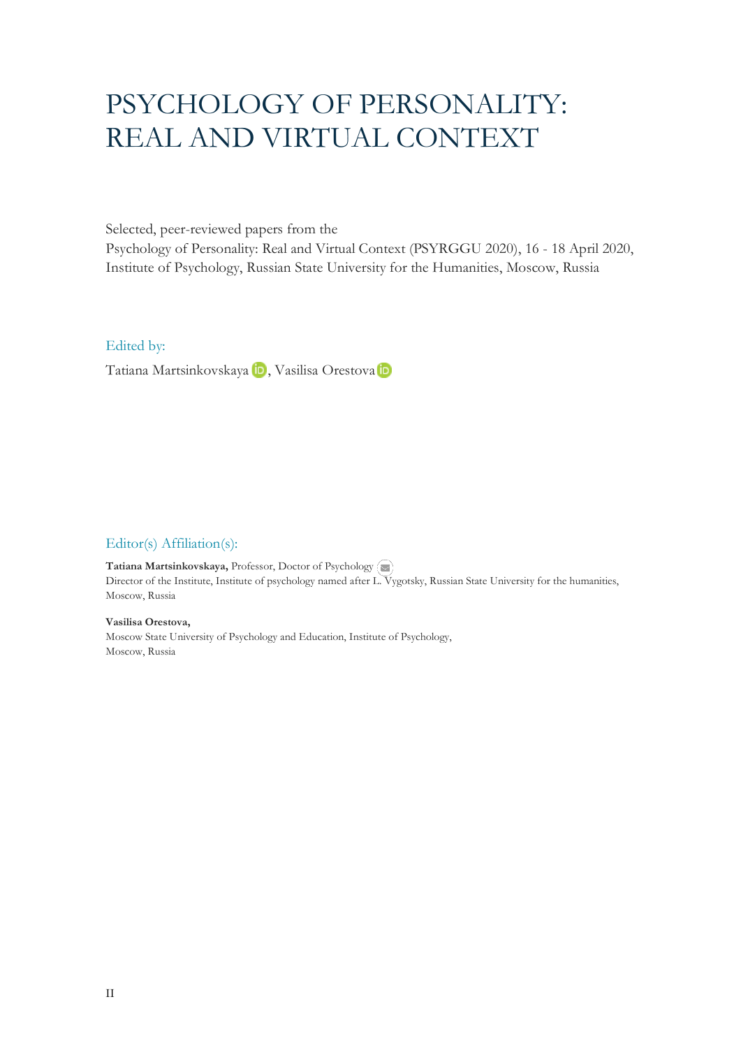# PSYCHOLOGY OF PERSONALITY: REAL AND VIRTUAL CONTEXT

Selected, peer-reviewed papers from the
Psychology of Personality: Real and Virtual Context (PSYRGGU 2020), 16 - 18 April 2020,
Institute of Psychology, Russian State University for the Humanities, Moscow, Russia

Edited by:

Tatiana Martsinkovskaya, Vasilisa Orestova

Editor(s) Affiliation(s):

**Tatiana Martsinkovskaya,** Professor, Doctor of Psychology
Director of the Institute, Institute of psychology named after L. Vygotsky, Russian State University for the humanities, Moscow, Russia

**Vasilisa Orestova,**
Moscow State University of Psychology and Education, Institute of Psychology,
Moscow, Russia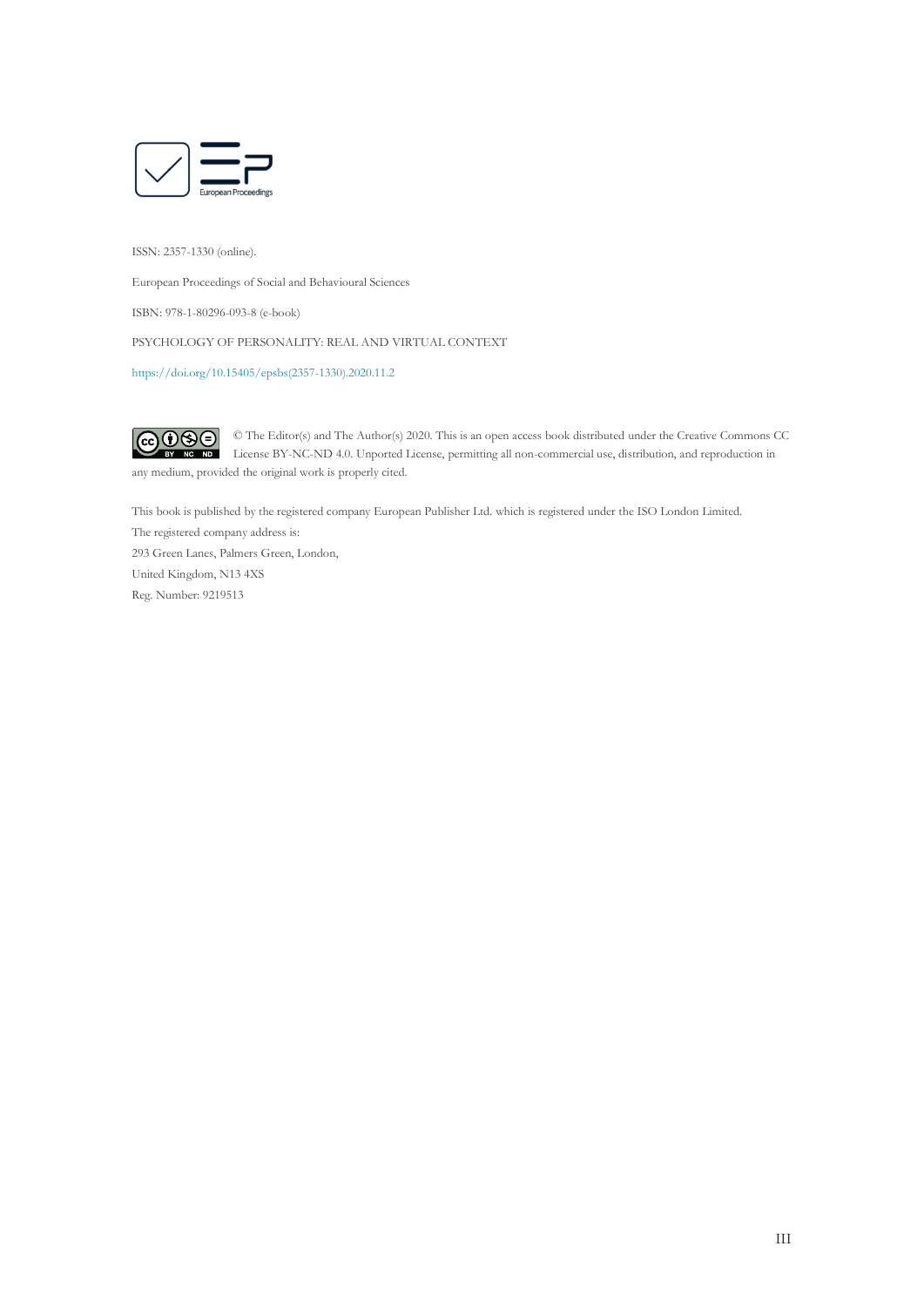ISSN: 2357-1330 (online).

European Proceedings of Social and Behavioural Sciences

ISBN: 978-1-80296-093-8 (e-book)

PSYCHOLOGY OF PERSONALITY: REAL AND VIRTUAL CONTEXT

https://doi.org/10.15405/epsbs(2357-1330).2020.11.2

© The Editor(s) and The Author(s) 2020. This is an open access book distributed under the Creative Commons CC License BY-NC-ND 4.0. Unported License, permitting all non-commercial use, distribution, and reproduction in any medium, provided the original work is properly cited.

This book is published by the registered company European Publisher Ltd. which is registered under the ISO London Limited.

The registered company address is:

293 Green Lanes, Palmers Green, London,

United Kingdom, N13 4XS

Reg. Number: 9219513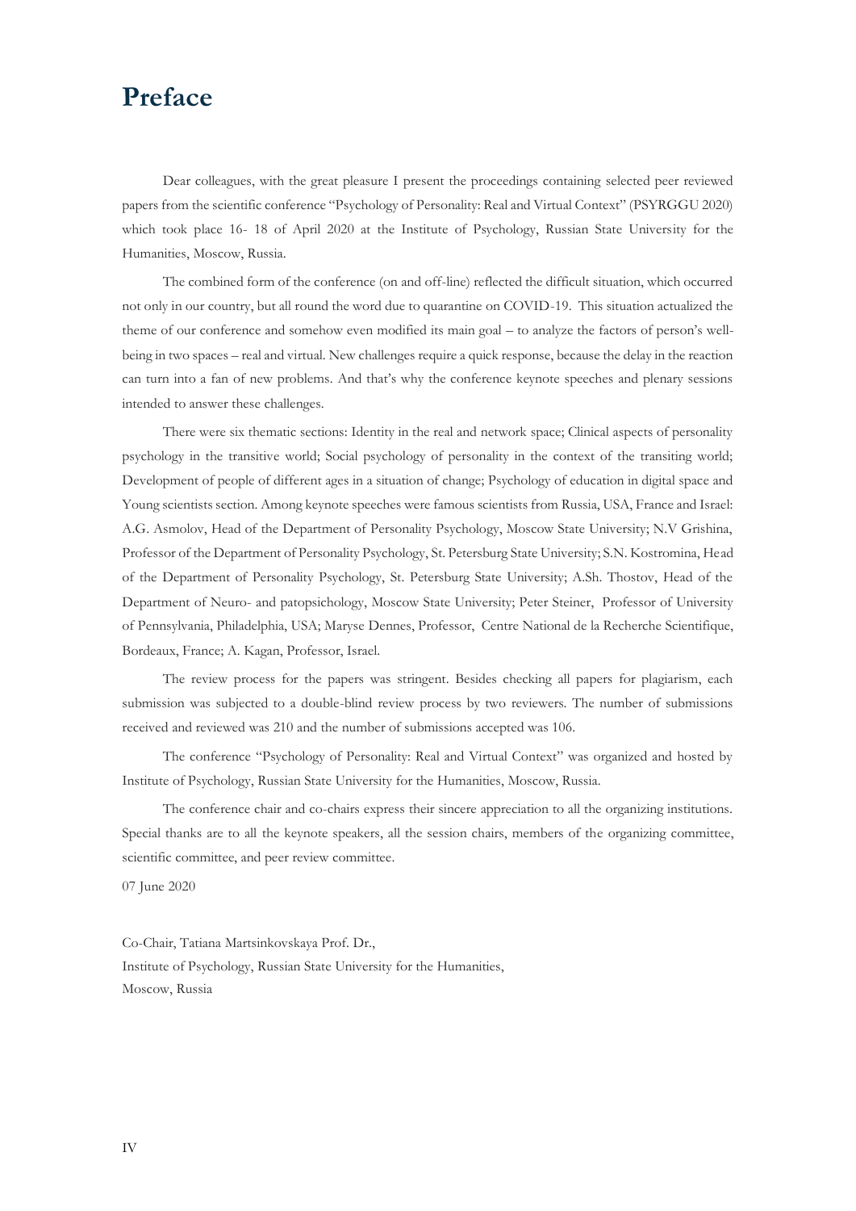# Preface

Dear colleagues, with the great pleasure I present the proceedings containing selected peer reviewed papers from the scientific conference "Psychology of Personality: Real and Virtual Context" (PSYRGGU 2020) which took place 16- 18 of April 2020 at the Institute of Psychology, Russian State University for the Humanities, Moscow, Russia.

The combined form of the conference (on and off-line) reflected the difficult situation, which occurred not only in our country, but all round the word due to quarantine on COVID-19. This situation actualized the theme of our conference and somehow even modified its main goal – to analyze the factors of person's well-being in two spaces – real and virtual. New challenges require a quick response, because the delay in the reaction can turn into a fan of new problems. And that's why the conference keynote speeches and plenary sessions intended to answer these challenges.

There were six thematic sections: Identity in the real and network space; Clinical aspects of personality psychology in the transitive world; Social psychology of personality in the context of the transiting world; Development of people of different ages in a situation of change; Psychology of education in digital space and Young scientists section. Among keynote speeches were famous scientists from Russia, USA, France and Israel: A.G. Asmolov, Head of the Department of Personality Psychology, Moscow State University; N.V Grishina, Professor of the Department of Personality Psychology, St. Petersburg State University; S.N. Kostromina, Head of the Department of Personality Psychology, St. Petersburg State University; A.Sh. Thostov, Head of the Department of Neuro- and patopsichology, Moscow State University; Peter Steiner, Professor of University of Pennsylvania, Philadelphia, USA; Maryse Dennes, Professor, Centre National de la Recherche Scientifique, Bordeaux, France; A. Kagan, Professor, Israel.

The review process for the papers was stringent. Besides checking all papers for plagiarism, each submission was subjected to a double-blind review process by two reviewers. The number of submissions received and reviewed was 210 and the number of submissions accepted was 106.

The conference "Psychology of Personality: Real and Virtual Context" was organized and hosted by Institute of Psychology, Russian State University for the Humanities, Moscow, Russia.

The conference chair and co-chairs express their sincere appreciation to all the organizing institutions. Special thanks are to all the keynote speakers, all the session chairs, members of the organizing committee, scientific committee, and peer review committee.

07 June 2020

Co-Chair, Tatiana Martsinkovskaya Prof. Dr.,
Institute of Psychology, Russian State University for the Humanities,
Moscow, Russia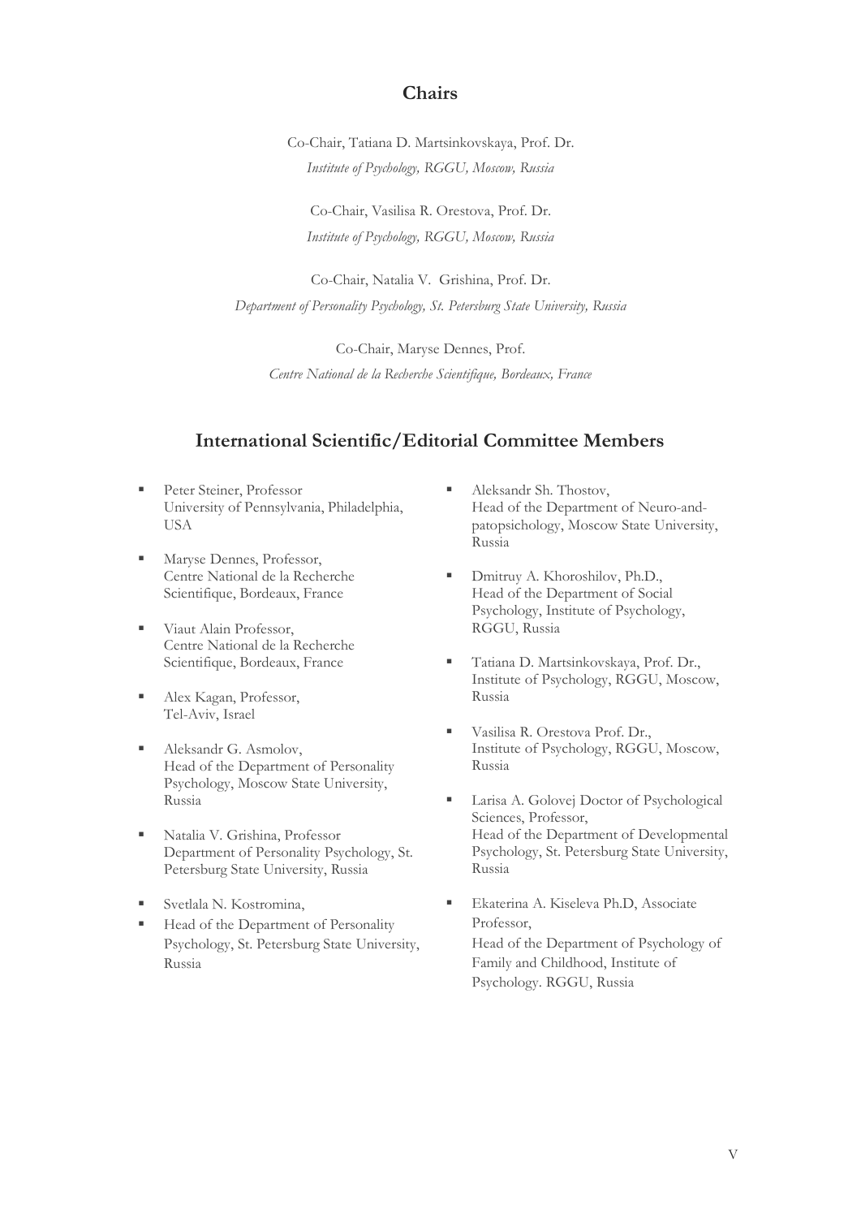## Chairs

Co-Chair, Tatiana D. Martsinkovskaya, Prof. Dr.
*Institute of Psychology, RGGU, Moscow, Russia*

Co-Chair, Vasilisa R. Orestova, Prof. Dr.
*Institute of Psychology, RGGU, Moscow, Russia*

Co-Chair, Natalia V. Grishina, Prof. Dr.
*Department of Personality Psychology, St. Petersburg State University, Russia*

Co-Chair, Maryse Dennes, Prof.
*Centre National de la Recherche Scientifique, Bordeaux, France*

## International Scientific/Editorial Committee Members

- Peter Steiner, Professor
  University of Pennsylvania, Philadelphia, USA
- Maryse Dennes, Professor,
  Centre National de la Recherche Scientifique, Bordeaux, France
- Viaut Alain Professor,
  Centre National de la Recherche Scientifique, Bordeaux, France
- Alex Kagan, Professor,
  Tel-Aviv, Israel
- Aleksandr G. Asmolov,
  Head of the Department of Personality Psychology, Moscow State University, Russia
- Natalia V. Grishina, Professor
  Department of Personality Psychology, St. Petersburg State University, Russia
- Svetlala N. Kostromina,
- Head of the Department of Personality Psychology, St. Petersburg State University, Russia
- Aleksandr Sh. Thostov,
  Head of the Department of Neuro-and-patopsichology, Moscow State University, Russia
- Dmitruy A. Khoroshilov, Ph.D.,
  Head of the Department of Social Psychology, Institute of Psychology, RGGU, Russia
- Tatiana D. Martsinkovskaya, Prof. Dr.,
  Institute of Psychology, RGGU, Moscow, Russia
- Vasilisa R. Orestova Prof. Dr.,
  Institute of Psychology, RGGU, Moscow, Russia
- Larisa A. Golovej Doctor of Psychological Sciences, Professor,
  Head of the Department of Developmental Psychology, St. Petersburg State University, Russia
- Ekaterina A. Kiseleva Ph.D, Associate Professor,
  Head of the Department of Psychology of Family and Childhood, Institute of Psychology. RGGU, Russia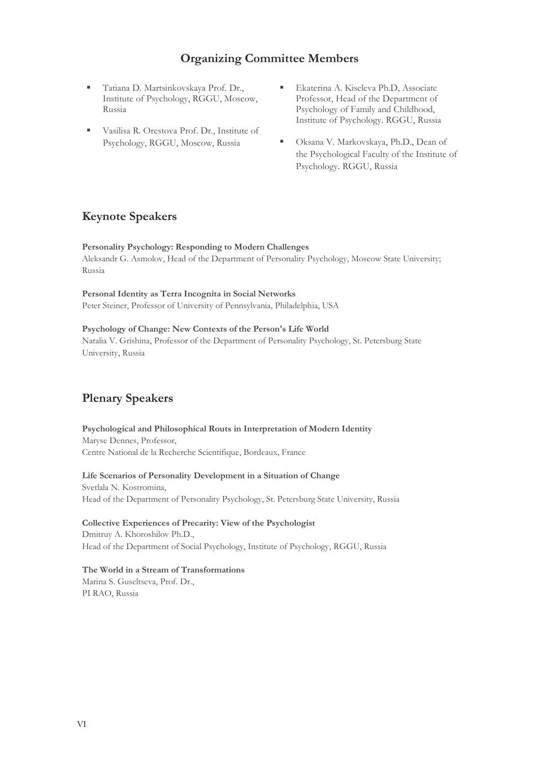## Organizing Committee Members

- Tatiana D. Martsinkovskaya Prof. Dr., Institute of Psychology, RGGU, Moscow, Russia
- Vasilisa R. Orestova Prof. Dr., Institute of Psychology, RGGU, Moscow, Russia
- Ekaterina A. Kiseleva Ph.D, Associate Professor, Head of the Department of Psychology of Family and Childhood, Institute of Psychology. RGGU, Russia
- Oksana V. Markovskaya, Ph.D., Dean of the Psychological Faculty of the Institute of Psychology. RGGU, Russia

## Keynote Speakers

**Personality Psychology: Responding to Modern Challenges**
Aleksandr G. Asmolov, Head of the Department of Personality Psychology, Moscow State University; Russia

**Personal Identity as Terra Incognita in Social Networks**
Peter Steiner, Professor of University of Pennsylvania, Philadelphia, USA

**Psychology of Change: New Contexts of the Person's Life World**
Natalia V. Grishina, Professor of the Department of Personality Psychology, St. Petersburg State University, Russia

## Plenary Speakers

**Psychological and Philosophical Routs in Interpretation of Modern Identity**
Maryse Dennes, Professor,
Centre National de la Recherche Scientifique, Bordeaux, France

**Life Scenarios of Personality Development in a Situation of Change**
Svetlala N. Kostromina,
Head of the Department of Personality Psychology, St. Petersburg State University, Russia

**Collective Experiences of Precarity: View of the Psychologist**
Dmitruy A. Khoroshilov Ph.D.,
Head of the Department of Social Psychology, Institute of Psychology, RGGU, Russia

**The World in a Stream of Transformations**
Marina S. Guseltseva, Prof. Dr.,
PI RAO, Russia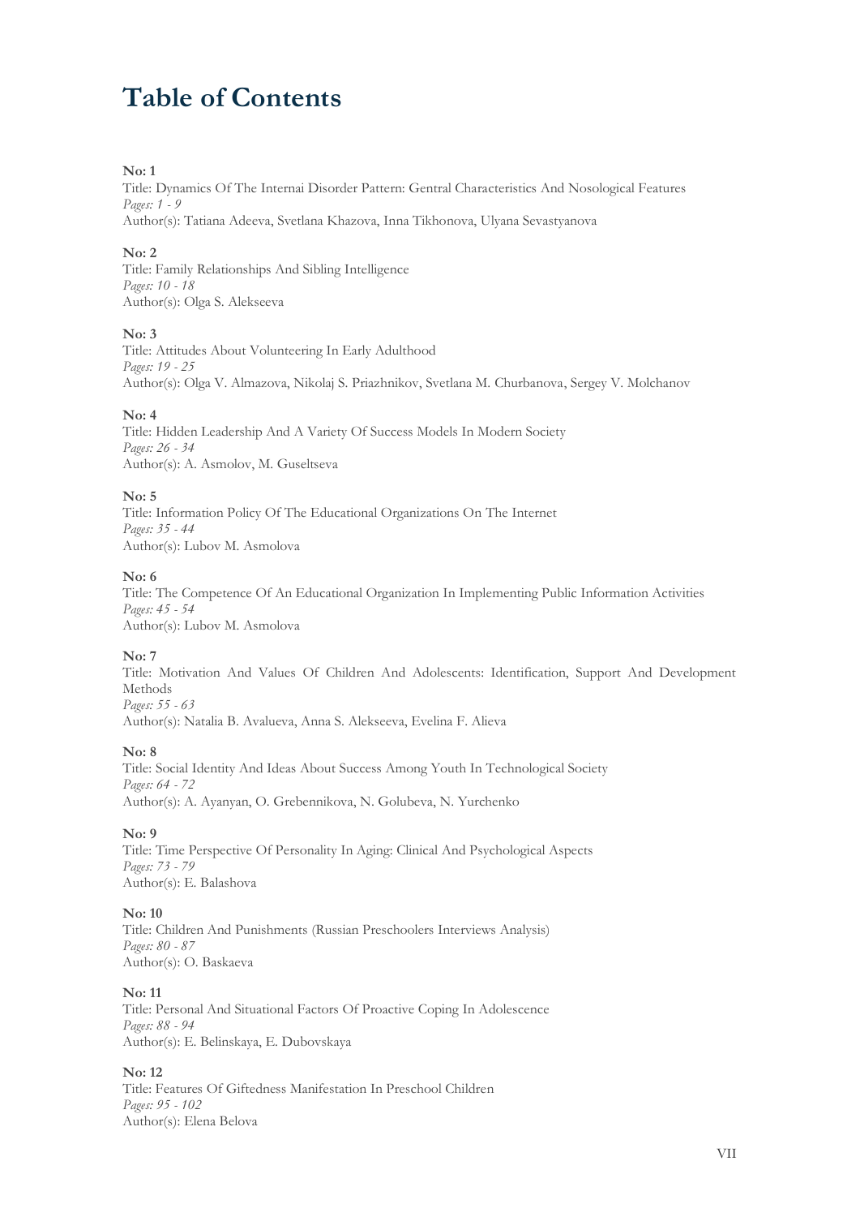# Table of Contents

**No: 1**
Title: Dynamics Of The Internai Disorder Pattern: Gentral Characteristics And Nosological Features
*Pages: 1 - 9*
Author(s): Tatiana Adeeva, Svetlana Khazova, Inna Tikhonova, Ulyana Sevastyanova

**No: 2**
Title: Family Relationships And Sibling Intelligence
*Pages: 10 - 18*
Author(s): Olga S. Alekseeva

**No: 3**
Title: Attitudes About Volunteering In Early Adulthood
*Pages: 19 - 25*
Author(s): Olga V. Almazova, Nikolaj S. Priazhnikov, Svetlana M. Churbanova, Sergey V. Molchanov

**No: 4**
Title: Hidden Leadership And A Variety Of Success Models In Modern Society
*Pages: 26 - 34*
Author(s): A. Asmolov, M. Guseltseva

**No: 5**
Title: Information Policy Of The Educational Organizations On The Internet
*Pages: 35 - 44*
Author(s): Lubov M. Asmolova

**No: 6**
Title: The Competence Of An Educational Organization In Implementing Public Information Activities
*Pages: 45 - 54*
Author(s): Lubov M. Asmolova

**No: 7**
Title: Motivation And Values Of Children And Adolescents: Identification, Support And Development Methods
*Pages: 55 - 63*
Author(s): Natalia B. Avalueva, Anna S. Alekseeva, Evelina F. Alieva

**No: 8**
Title: Social Identity And Ideas About Success Among Youth In Technological Society
*Pages: 64 - 72*
Author(s): A. Ayanyan, O. Grebennikova, N. Golubeva, N. Yurchenko

**No: 9**
Title: Time Perspective Of Personality In Aging: Clinical And Psychological Aspects
*Pages: 73 - 79*
Author(s): E. Balashova

**No: 10**
Title: Children And Punishments (Russian Preschoolers Interviews Analysis)
*Pages: 80 - 87*
Author(s): O. Baskaeva

**No: 11**
Title: Personal And Situational Factors Of Proactive Coping In Adolescence
*Pages: 88 - 94*
Author(s): E. Belinskaya, E. Dubovskaya

**No: 12**
Title: Features Of Giftedness Manifestation In Preschool Children
*Pages: 95 - 102*
Author(s): Elena Belova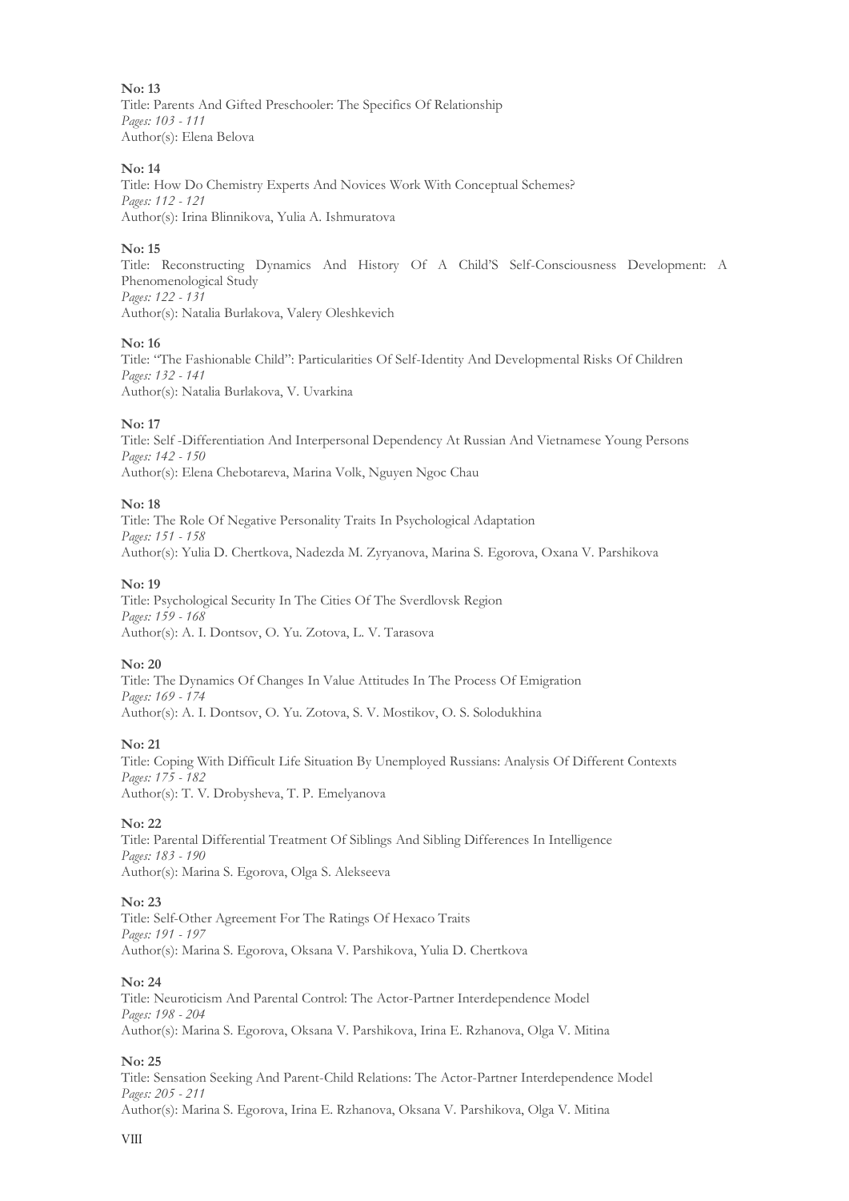**No: 13**
Title: Parents And Gifted Preschooler: The Specifics Of Relationship
*Pages: 103 - 111*
Author(s): Elena Belova

**No: 14**
Title: How Do Chemistry Experts And Novices Work With Conceptual Schemes?
*Pages: 112 - 121*
Author(s): Irina Blinnikova, Yulia A. Ishmuratova

**No: 15**
Title: Reconstructing Dynamics And History Of A Child'S Self-Consciousness Development: A Phenomenological Study
*Pages: 122 - 131*
Author(s): Natalia Burlakova, Valery Oleshkevich

**No: 16**
Title: "The Fashionable Child": Particularities Of Self-Identity And Developmental Risks Of Children
*Pages: 132 - 141*
Author(s): Natalia Burlakova, V. Uvarkina

**No: 17**
Title: Self -Differentiation And Interpersonal Dependency At Russian And Vietnamese Young Persons
*Pages: 142 - 150*
Author(s): Elena Chebotareva, Marina Volk, Nguyen Ngoc Chau

**No: 18**
Title: The Role Of Negative Personality Traits In Psychological Adaptation
*Pages: 151 - 158*
Author(s): Yulia D. Chertkova, Nadezda M. Zyryanova, Marina S. Egorova, Oxana V. Parshikova

**No: 19**
Title: Psychological Security In The Cities Of The Sverdlovsk Region
*Pages: 159 - 168*
Author(s): A. I. Dontsov, O. Yu. Zotova, L. V. Tarasova

**No: 20**
Title: The Dynamics Of Changes In Value Attitudes In The Process Of Emigration
*Pages: 169 - 174*
Author(s): A. I. Dontsov, O. Yu. Zotova, S. V. Mostikov, O. S. Solodukhina

**No: 21**
Title: Coping With Difficult Life Situation By Unemployed Russians: Analysis Of Different Contexts
*Pages: 175 - 182*
Author(s): T. V. Drobysheva, T. P. Emelyanova

**No: 22**
Title: Parental Differential Treatment Of Siblings And Sibling Differences In Intelligence
*Pages: 183 - 190*
Author(s): Marina S. Egorova, Olga S. Alekseeva

**No: 23**
Title: Self-Other Agreement For The Ratings Of Hexaco Traits
*Pages: 191 - 197*
Author(s): Marina S. Egorova, Oksana V. Parshikova, Yulia D. Chertkova

**No: 24**
Title: Neuroticism And Parental Control: The Actor-Partner Interdependence Model
*Pages: 198 - 204*
Author(s): Marina S. Egorova, Oksana V. Parshikova, Irina E. Rzhanova, Olga V. Mitina

**No: 25**
Title: Sensation Seeking And Parent-Child Relations: The Actor-Partner Interdependence Model
*Pages: 205 - 211*
Author(s): Marina S. Egorova, Irina E. Rzhanova, Oksana V. Parshikova, Olga V. Mitina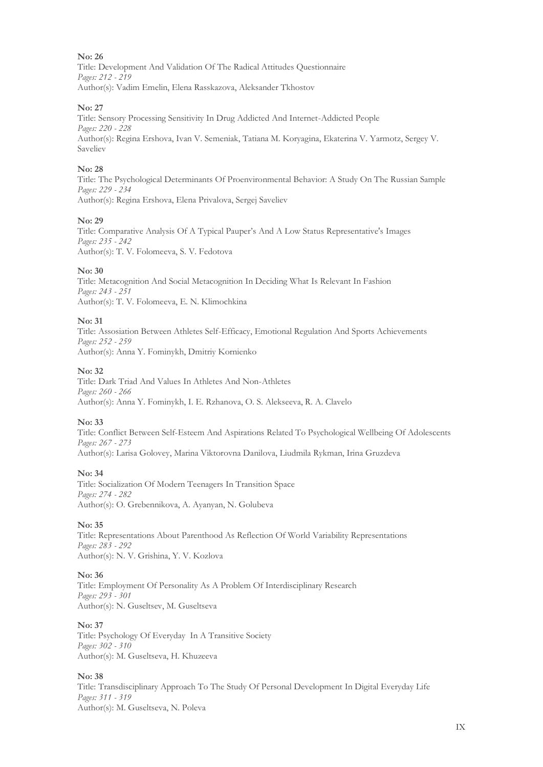**No: 26**
Title: Development And Validation Of The Radical Attitudes Questionnaire
*Pages: 212 - 219*
Author(s): Vadim Emelin, Elena Rasskazova, Aleksander Tkhostov

**No: 27**
Title: Sensory Processing Sensitivity In Drug Addicted And Internet-Addicted People
*Pages: 220 - 228*
Author(s): Regina Ershova, Ivan V. Semeniak, Tatiana M. Koryagina, Ekaterina V. Yarmotz, Sergey V. Saveliev

**No: 28**
Title: The Psychological Determinants Of Proenvironmental Behavior: A Study On The Russian Sample
*Pages: 229 - 234*
Author(s): Regina Ershova, Elena Privalova, Sergej Saveliev

**No: 29**
Title: Comparative Analysis Of A Typical Pauper's And A Low Status Representative's Images
*Pages: 235 - 242*
Author(s): T. V. Folomeeva, S. V. Fedotova

**No: 30**
Title: Metacognition And Social Metacognition In Deciding What Is Relevant In Fashion
*Pages: 243 - 251*
Author(s): T. V. Folomeeva, E. N. Klimochkina

**No: 31**
Title: Assosiation Between Athletes Self-Efficacy, Emotional Regulation And Sports Achievements
*Pages: 252 - 259*
Author(s): Anna Y. Fominykh, Dmitriy Kornienko

**No: 32**
Title: Dark Triad And Values In Athletes And Non-Athletes
*Pages: 260 - 266*
Author(s): Anna Y. Fominykh, I. E. Rzhanova, O. S. Alekseeva, R. A. Clavelo

**No: 33**
Title: Conflict Between Self-Esteem And Aspirations Related To Psychological Wellbeing Of Adolescents
*Pages: 267 - 273*
Author(s): Larisa Golovey, Marina Viktorovna Danilova, Liudmila Rykman, Irina Gruzdeva

**No: 34**
Title: Socialization Of Modern Teenagers In Transition Space
*Pages: 274 - 282*
Author(s): O. Grebennikova, A. Ayanyan, N. Golubeva

**No: 35**
Title: Representations About Parenthood As Reflection Of World Variability Representations
*Pages: 283 - 292*
Author(s): N. V. Grishina, Y. V. Kozlova

**No: 36**
Title: Employment Of Personality As A Problem Of Interdisciplinary Research
*Pages: 293 - 301*
Author(s): N. Guseltsev, M. Guseltseva

**No: 37**
Title: Psychology Of Everyday In A Transitive Society
*Pages: 302 - 310*
Author(s): M. Guseltseva, H. Khuzeeva

**No: 38**
Title: Transdisciplinary Approach To The Study Of Personal Development In Digital Everyday Life
*Pages: 311 - 319*
Author(s): M. Guseltseva, N. Poleva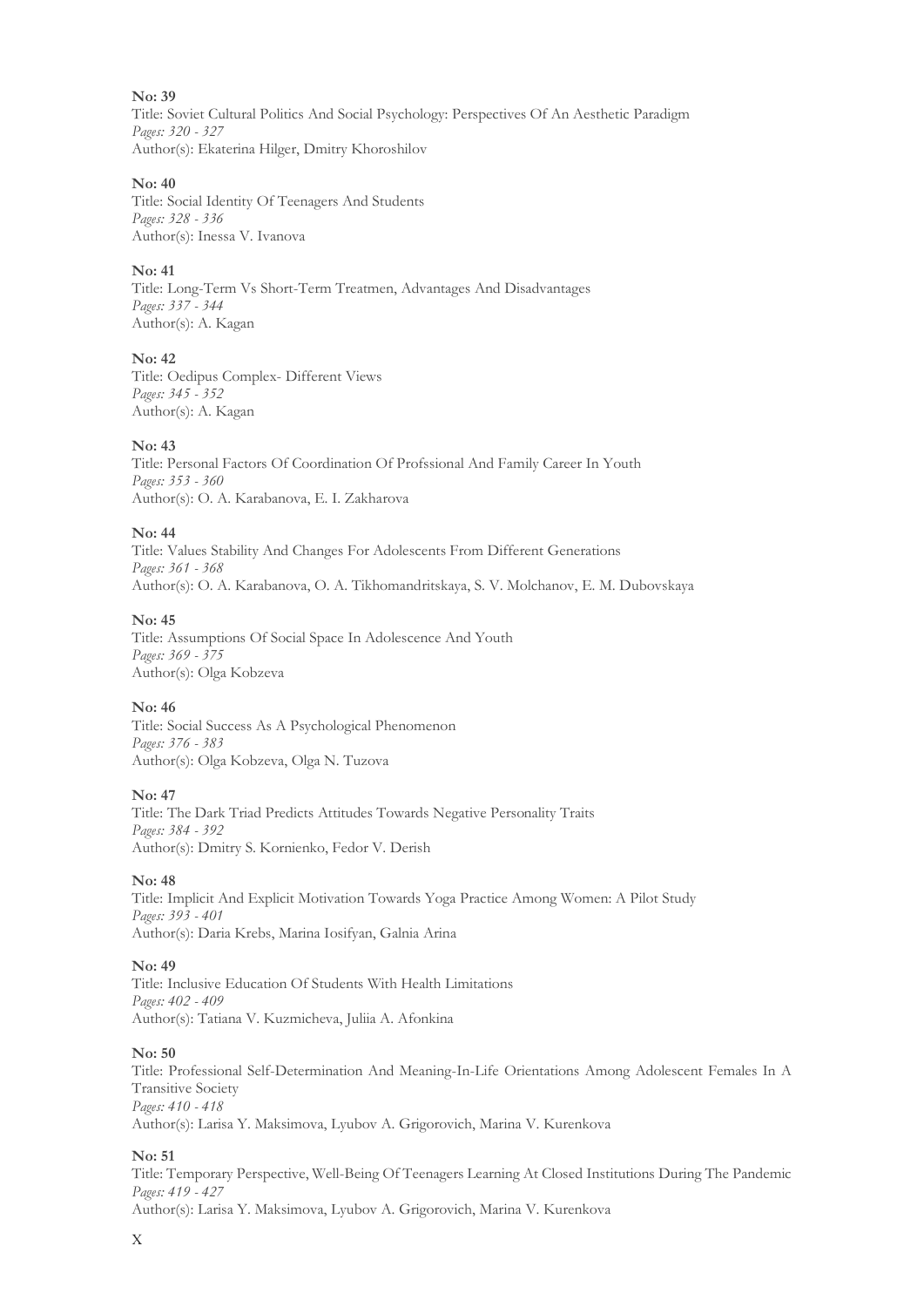**No: 39**
Title: Soviet Cultural Politics And Social Psychology: Perspectives Of An Aesthetic Paradigm
*Pages: 320 - 327*
Author(s): Ekaterina Hilger, Dmitry Khoroshilov

**No: 40**
Title: Social Identity Of Teenagers And Students
*Pages: 328 - 336*
Author(s): Inessa V. Ivanova

**No: 41**
Title: Long-Term Vs Short-Term Treatmen, Advantages And Disadvantages
*Pages: 337 - 344*
Author(s): A. Kagan

**No: 42**
Title: Oedipus Complex- Different Views
*Pages: 345 - 352*
Author(s): A. Kagan

**No: 43**
Title: Personal Factors Of Coordination Of Profssional And Family Career In Youth
*Pages: 353 - 360*
Author(s): O. A. Karabanova, E. I. Zakharova

**No: 44**
Title: Values Stability And Changes For Adolescents From Different Generations
*Pages: 361 - 368*
Author(s): O. A. Karabanova, O. A. Tikhomandritskaya, S. V. Molchanov, E. M. Dubovskaya

**No: 45**
Title: Assumptions Of Social Space In Adolescence And Youth
*Pages: 369 - 375*
Author(s): Olga Kobzeva

**No: 46**
Title: Social Success As A Psychological Phenomenon
*Pages: 376 - 383*
Author(s): Olga Kobzeva, Olga N. Tuzova

**No: 47**
Title: The Dark Triad Predicts Attitudes Towards Negative Personality Traits
*Pages: 384 - 392*
Author(s): Dmitry S. Kornienko, Fedor V. Derish

**No: 48**
Title: Implicit And Explicit Motivation Towards Yoga Practice Among Women: A Pilot Study
*Pages: 393 - 401*
Author(s): Daria Krebs, Marina Iosifyan, Galnia Arina

**No: 49**
Title: Inclusive Education Of Students With Health Limitations
*Pages: 402 - 409*
Author(s): Tatiana V. Kuzmicheva, Juliia A. Afonkina

**No: 50**
Title: Professional Self-Determination And Meaning-In-Life Orientations Among Adolescent Females In A Transitive Society
*Pages: 410 - 418*
Author(s): Larisa Y. Maksimova, Lyubov A. Grigorovich, Marina V. Kurenkova

**No: 51**
Title: Temporary Perspective, Well-Being Of Teenagers Learning At Closed Institutions During The Pandemic
*Pages: 419 - 427*
Author(s): Larisa Y. Maksimova, Lyubov A. Grigorovich, Marina V. Kurenkova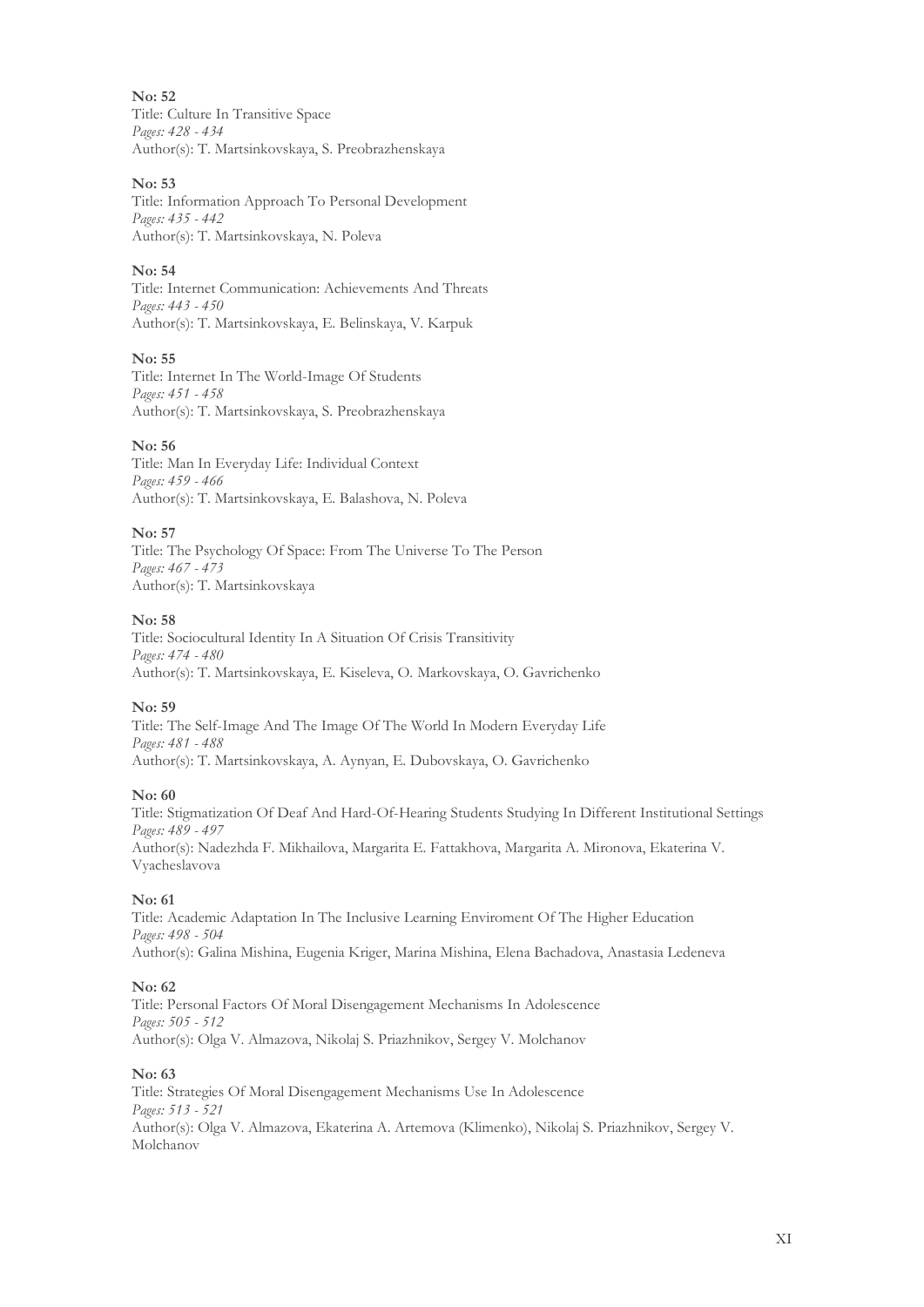**No: 52**
Title: Culture In Transitive Space
*Pages: 428 - 434*
Author(s): T. Martsinkovskaya, S. Preobrazhenskaya

**No: 53**
Title: Information Approach To Personal Development
*Pages: 435 - 442*
Author(s): T. Martsinkovskaya, N. Poleva

**No: 54**
Title: Internet Communication: Achievements And Threats
*Pages: 443 - 450*
Author(s): T. Martsinkovskaya, E. Belinskaya, V. Karpuk

**No: 55**
Title: Internet In The World-Image Of Students
*Pages: 451 - 458*
Author(s): T. Martsinkovskaya, S. Preobrazhenskaya

**No: 56**
Title: Man In Everyday Life: Individual Context
*Pages: 459 - 466*
Author(s): T. Martsinkovskaya, E. Balashova, N. Poleva

**No: 57**
Title: The Psychology Of Space: From The Universe To The Person
*Pages: 467 - 473*
Author(s): T. Martsinkovskaya

**No: 58**
Title: Sociocultural Identity In A Situation Of Crisis Transitivity
*Pages: 474 - 480*
Author(s): T. Martsinkovskaya, E. Kiseleva, O. Markovskaya, O. Gavrichenko

**No: 59**
Title: The Self-Image And The Image Of The World In Modern Everyday Life
*Pages: 481 - 488*
Author(s): T. Martsinkovskaya, A. Aynyan, E. Dubovskaya, O. Gavrichenko

**No: 60**
Title: Stigmatization Of Deaf And Hard-Of-Hearing Students Studying In Different Institutional Settings
*Pages: 489 - 497*
Author(s): Nadezhda F. Mikhailova, Margarita E. Fattakhova, Margarita A. Mironova, Ekaterina V. Vyacheslavova

**No: 61**
Title: Academic Adaptation In The Inclusive Learning Enviroment Of The Higher Education
*Pages: 498 - 504*
Author(s): Galina Mishina, Eugenia Kriger, Marina Mishina, Elena Bachadova, Anastasia Ledeneva

**No: 62**
Title: Personal Factors Of Moral Disengagement Mechanisms In Adolescence
*Pages: 505 - 512*
Author(s): Olga V. Almazova, Nikolaj S. Priazhnikov, Sergey V. Molchanov

**No: 63**
Title: Strategies Of Moral Disengagement Mechanisms Use In Adolescence
*Pages: 513 - 521*
Author(s): Olga V. Almazova, Ekaterina A. Artemova (Klimenko), Nikolaj S. Priazhnikov, Sergey V. Molchanov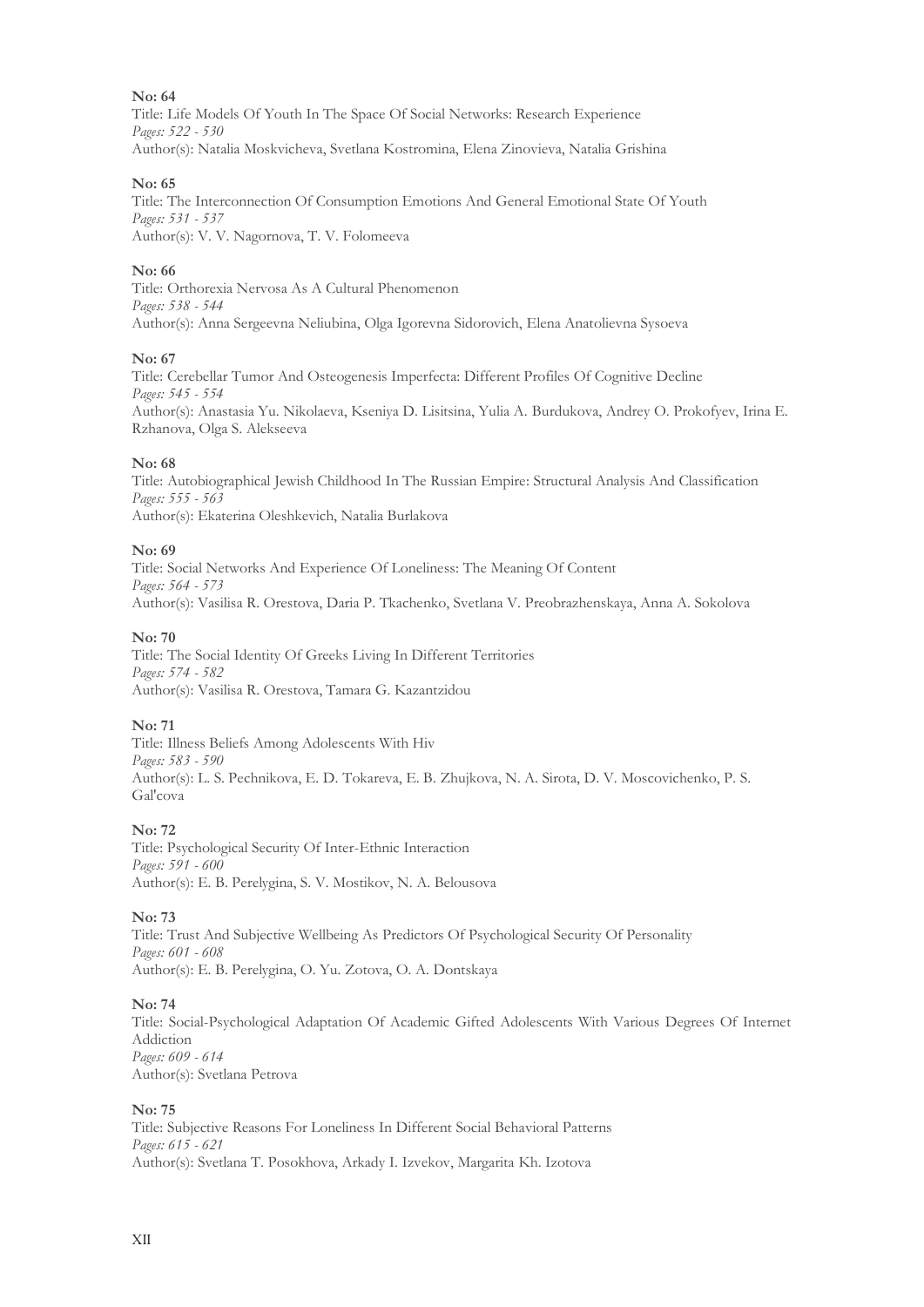**No: 64**

Title: Life Models Of Youth In The Space Of Social Networks: Research Experience
*Pages: 522 - 530*
Author(s): Natalia Moskvicheva, Svetlana Kostromina, Elena Zinovieva, Natalia Grishina

**No: 65**

Title: The Interconnection Of Consumption Emotions And General Emotional State Of Youth
*Pages: 531 - 537*
Author(s): V. V. Nagornova, T. V. Folomeeva

**No: 66**

Title: Orthorexia Nervosa As A Cultural Phenomenon
*Pages: 538 - 544*
Author(s): Anna Sergeevna Neliubina, Olga Igorevna Sidorovich, Elena Anatolievna Sysoeva

**No: 67**

Title: Cerebellar Tumor And Osteogenesis Imperfecta: Different Profiles Of Cognitive Decline
*Pages: 545 - 554*
Author(s): Anastasia Yu. Nikolaeva, Kseniya D. Lisitsina, Yulia A. Burdukova, Andrey O. Prokofyev, Irina E. Rzhanova, Olga S. Alekseeva

**No: 68**

Title: Autobiographical Jewish Childhood In The Russian Empire: Structural Analysis And Classification
*Pages: 555 - 563*
Author(s): Ekaterina Oleshkevich, Natalia Burlakova

**No: 69**

Title: Social Networks And Experience Of Loneliness: The Meaning Of Content
*Pages: 564 - 573*
Author(s): Vasilisa R. Orestova, Daria P. Tkachenko, Svetlana V. Preobrazhenskaya, Anna A. Sokolova

**No: 70**

Title: The Social Identity Of Greeks Living In Different Territories
*Pages: 574 - 582*
Author(s): Vasilisa R. Orestova, Tamara G. Kazantzidou

**No: 71**

Title: Illness Beliefs Among Adolescents With Hiv
*Pages: 583 - 590*
Author(s): L. S. Pechnikova, E. D. Tokareva, E. B. Zhujkova, N. A. Sirota, D. V. Moscovichenko, P. S. Gal'cova

**No: 72**

Title: Psychological Security Of Inter-Ethnic Interaction
*Pages: 591 - 600*
Author(s): E. B. Perelygina, S. V. Mostikov, N. A. Belousova

**No: 73**

Title: Trust And Subjective Wellbeing As Predictors Of Psychological Security Of Personality
*Pages: 601 - 608*
Author(s): E. B. Perelygina, O. Yu. Zotova, O. A. Dontskaya

**No: 74**

Title: Social-Psychological Adaptation Of Academic Gifted Adolescents With Various Degrees Of Internet Addiction
*Pages: 609 - 614*
Author(s): Svetlana Petrova

**No: 75**

Title: Subjective Reasons For Loneliness In Different Social Behavioral Patterns
*Pages: 615 - 621*
Author(s): Svetlana T. Posokhova, Arkady I. Izvekov, Margarita Kh. Izotova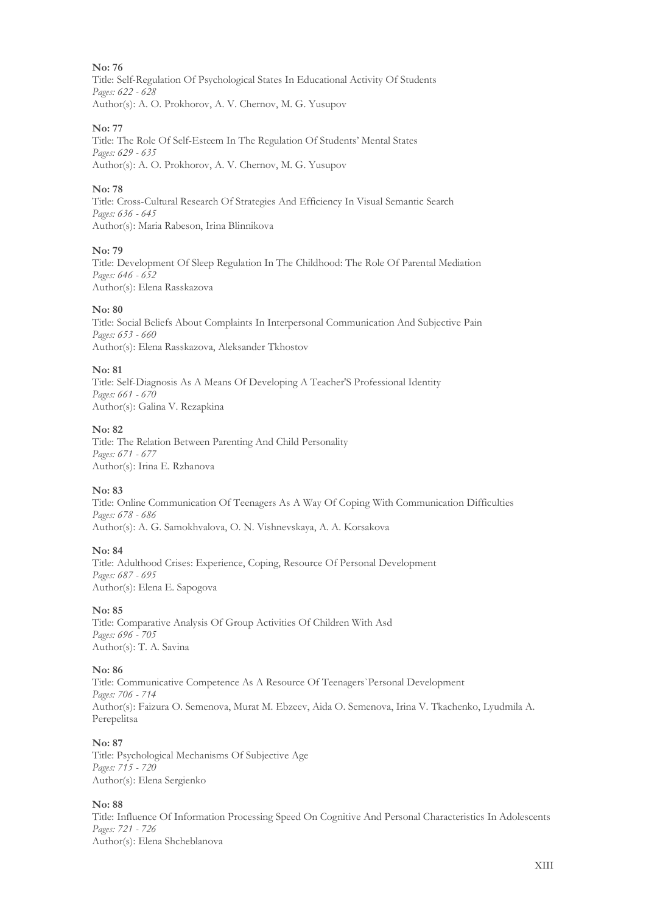**No: 76**
Title: Self-Regulation Of Psychological States In Educational Activity Of Students
*Pages: 622 - 628*
Author(s): A. O. Prokhorov, A. V. Chernov, M. G. Yusupov

**No: 77**
Title: The Role Of Self-Esteem In The Regulation Of Students' Mental States
*Pages: 629 - 635*
Author(s): A. O. Prokhorov, A. V. Chernov, M. G. Yusupov

**No: 78**
Title: Cross-Cultural Research Of Strategies And Efficiency In Visual Semantic Search
*Pages: 636 - 645*
Author(s): Maria Rabeson, Irina Blinnikova

**No: 79**
Title: Development Of Sleep Regulation In The Childhood: The Role Of Parental Mediation
*Pages: 646 - 652*
Author(s): Elena Rasskazova

**No: 80**
Title: Social Beliefs About Complaints In Interpersonal Communication And Subjective Pain
*Pages: 653 - 660*
Author(s): Elena Rasskazova, Aleksander Tkhostov

**No: 81**
Title: Self-Diagnosis As A Means Of Developing A Teacher'S Professional Identity
*Pages: 661 - 670*
Author(s): Galina V. Rezapkina

**No: 82**
Title: The Relation Between Parenting And Child Personality
*Pages: 671 - 677*
Author(s): Irina E. Rzhanova

**No: 83**
Title: Online Communication Of Teenagers As A Way Of Coping With Communication Difficulties
*Pages: 678 - 686*
Author(s): A. G. Samokhvalova, O. N. Vishnevskaya, A. A. Korsakova

**No: 84**
Title: Adulthood Crises: Experience, Coping, Resource Of Personal Development
*Pages: 687 - 695*
Author(s): Elena E. Sapogova

**No: 85**
Title: Comparative Analysis Of Group Activities Of Children With Asd
*Pages: 696 - 705*
Author(s): T. A. Savina

**No: 86**
Title: Communicative Competence As A Resource Of Teenagers`Personal Development
*Pages: 706 - 714*
Author(s): Faizura O. Semenova, Murat M. Ebzeev, Aida O. Semenova, Irina V. Tkachenko, Lyudmila A. Perepelitsa

**No: 87**
Title: Psychological Mechanisms Of Subjective Age
*Pages: 715 - 720*
Author(s): Elena Sergienko

**No: 88**
Title: Influence Of Information Processing Speed On Cognitive And Personal Characteristics In Adolescents
*Pages: 721 - 726*
Author(s): Elena Shcheblanova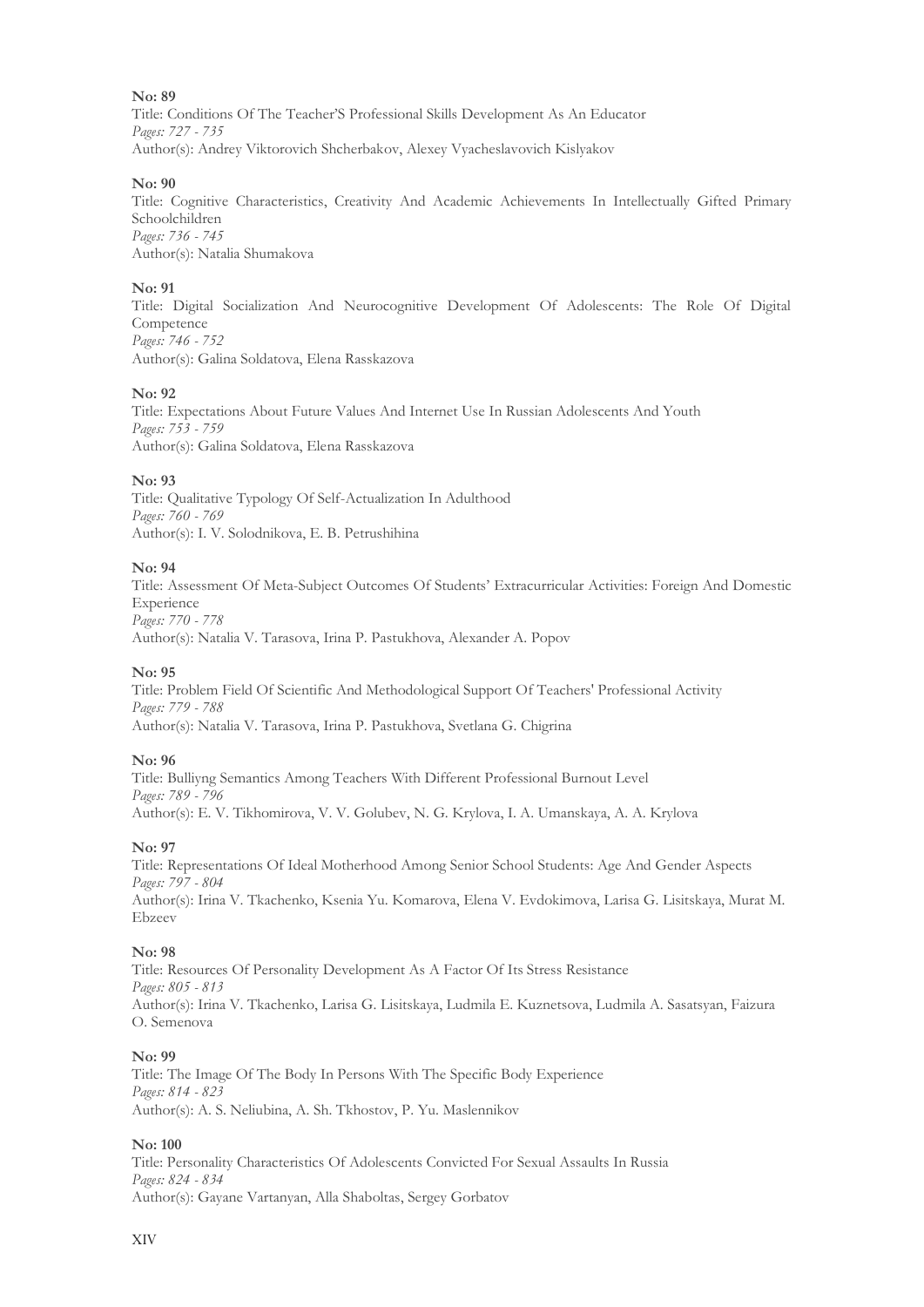**No: 89**
Title: Conditions Of The Teacher'S Professional Skills Development As An Educator
*Pages: 727 - 735*
Author(s): Andrey Viktorovich Shcherbakov, Alexey Vyacheslavovich Kislyakov

**No: 90**
Title: Cognitive Characteristics, Creativity And Academic Achievements In Intellectually Gifted Primary Schoolchildren
*Pages: 736 - 745*
Author(s): Natalia Shumakova

**No: 91**
Title: Digital Socialization And Neurocognitive Development Of Adolescents: The Role Of Digital Competence
*Pages: 746 - 752*
Author(s): Galina Soldatova, Elena Rasskazova

**No: 92**
Title: Expectations About Future Values And Internet Use In Russian Adolescents And Youth
*Pages: 753 - 759*
Author(s): Galina Soldatova, Elena Rasskazova

**No: 93**
Title: Qualitative Typology Of Self-Actualization In Adulthood
*Pages: 760 - 769*
Author(s): I. V. Solodnikova, E. B. Petrushihina

**No: 94**
Title: Assessment Of Meta-Subject Outcomes Of Students' Extracurricular Activities: Foreign And Domestic Experience
*Pages: 770 - 778*
Author(s): Natalia V. Tarasova, Irina P. Pastukhova, Alexander A. Popov

**No: 95**
Title: Problem Field Of Scientific And Methodological Support Of Teachers' Professional Activity
*Pages: 779 - 788*
Author(s): Natalia V. Tarasova, Irina P. Pastukhova, Svetlana G. Chigrina

**No: 96**
Title: Bulliyng Semantics Among Teachers With Different Professional Burnout Level
*Pages: 789 - 796*
Author(s): E. V. Tikhomirova, V. V. Golubev, N. G. Krylova, I. A. Umanskaya, A. A. Krylova

**No: 97**
Title: Representations Of Ideal Motherhood Among Senior School Students: Age And Gender Aspects
*Pages: 797 - 804*
Author(s): Irina V. Tkachenko, Ksenia Yu. Komarova, Elena V. Evdokimova, Larisa G. Lisitskaya, Murat M. Ebzeev

**No: 98**
Title: Resources Of Personality Development As A Factor Of Its Stress Resistance
*Pages: 805 - 813*
Author(s): Irina V. Tkachenko, Larisa G. Lisitskaya, Ludmila E. Kuznetsova, Ludmila A. Sasatsyan, Faizura O. Semenova

**No: 99**
Title: The Image Of The Body In Persons With The Specific Body Experience
*Pages: 814 - 823*
Author(s): A. S. Neliubina, A. Sh. Tkhostov, P. Yu. Maslennikov

**No: 100**
Title: Personality Characteristics Of Adolescents Convicted For Sexual Assaults In Russia
*Pages: 824 - 834*
Author(s): Gayane Vartanyan, Alla Shaboltas, Sergey Gorbatov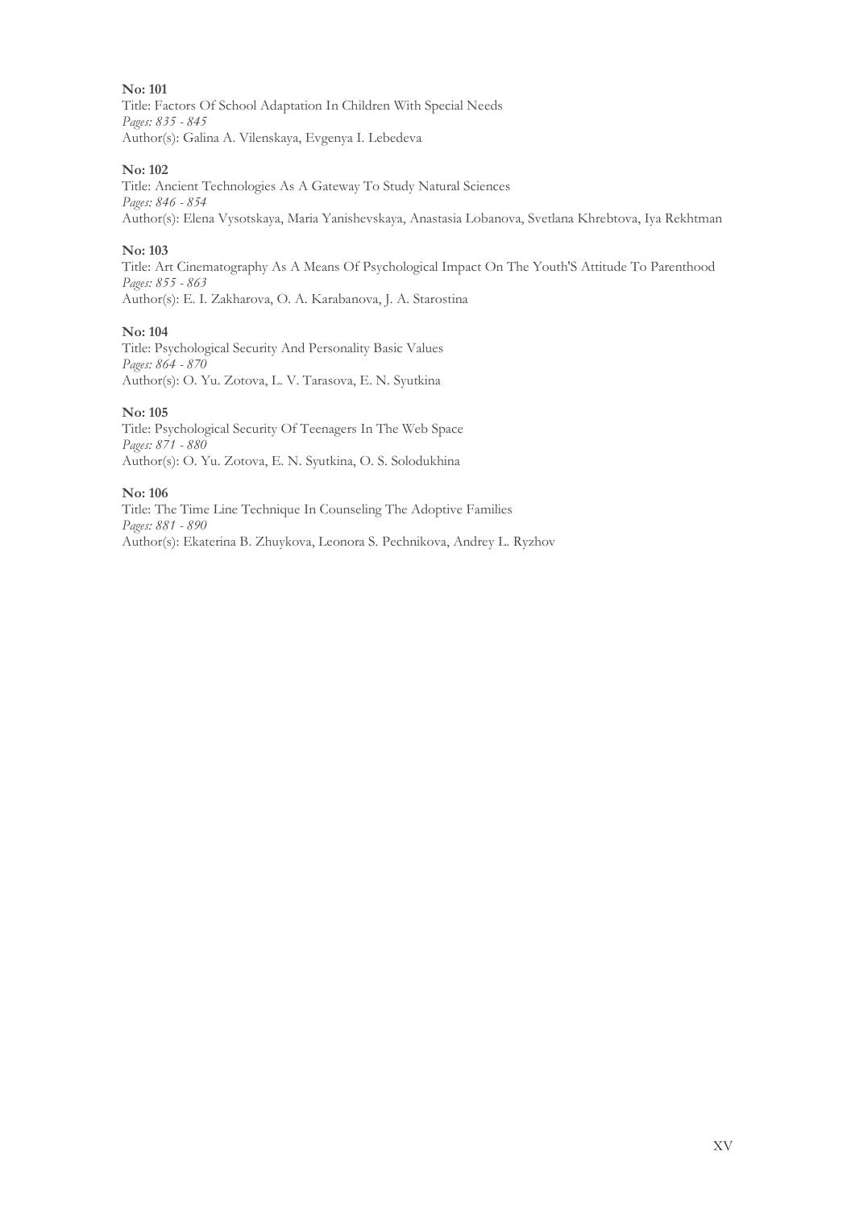**No: 101**
Title: Factors Of School Adaptation In Children With Special Needs
*Pages: 835 - 845*
Author(s): Galina A. Vilenskaya, Evgenya I. Lebedeva

**No: 102**
Title: Ancient Technologies As A Gateway To Study Natural Sciences
*Pages: 846 - 854*
Author(s): Elena Vysotskaya, Maria Yanishevskaya, Anastasia Lobanova, Svetlana Khrebtova, Iya Rekhtman

**No: 103**
Title: Art Cinematography As A Means Of Psychological Impact On The Youth'S Attitude To Parenthood
*Pages: 855 - 863*
Author(s): E. I. Zakharova, O. A. Karabanova, J. A. Starostina

**No: 104**
Title: Psychological Security And Personality Basic Values
*Pages: 864 - 870*
Author(s): O. Yu. Zotova, L. V. Tarasova, E. N. Syutkina

**No: 105**
Title: Psychological Security Of Teenagers In The Web Space
*Pages: 871 - 880*
Author(s): O. Yu. Zotova, E. N. Syutkina, O. S. Solodukhina

**No: 106**
Title: The Time Line Technique In Counseling The Adoptive Families
*Pages: 881 - 890*
Author(s): Ekaterina B. Zhuykova, Leonora S. Pechnikova, Andrey L. Ryzhov